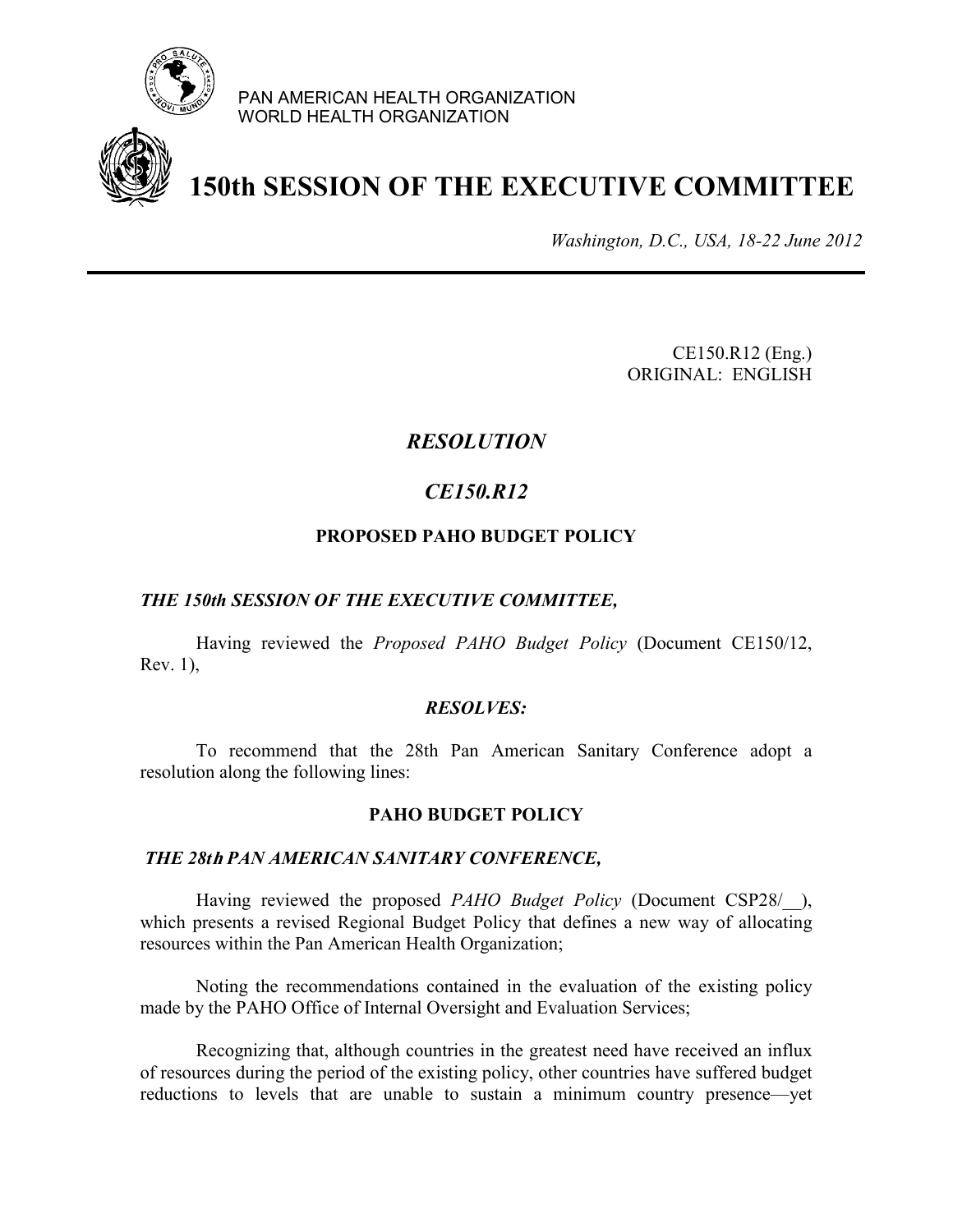PAN AMERICAN HEALTH ORGANIZATION
WORLD HEALTH ORGANIZATION

# 150th SESSION OF THE EXECUTIVE COMMITTEE

*Washington, D.C., USA, 18-22 June 2012*

CE150.R12 (Eng.)
ORIGINAL: ENGLISH

## *RESOLUTION*

## *CE150.R12*

### PROPOSED PAHO BUDGET POLICY

***THE 150th SESSION OF THE EXECUTIVE COMMITTEE,***

Having reviewed the *Proposed PAHO Budget Policy* (Document CE150/12, Rev. 1),

***RESOLVES:***

To recommend that the 28th Pan American Sanitary Conference adopt a resolution along the following lines:

**PAHO BUDGET POLICY**

***THE 28th PAN AMERICAN SANITARY CONFERENCE,***

Having reviewed the proposed *PAHO Budget Policy* (Document CSP28/__), which presents a revised Regional Budget Policy that defines a new way of allocating resources within the Pan American Health Organization;

Noting the recommendations contained in the evaluation of the existing policy made by the PAHO Office of Internal Oversight and Evaluation Services;

Recognizing that, although countries in the greatest need have received an influx of resources during the period of the existing policy, other countries have suffered budget reductions to levels that are unable to sustain a minimum country presence—yet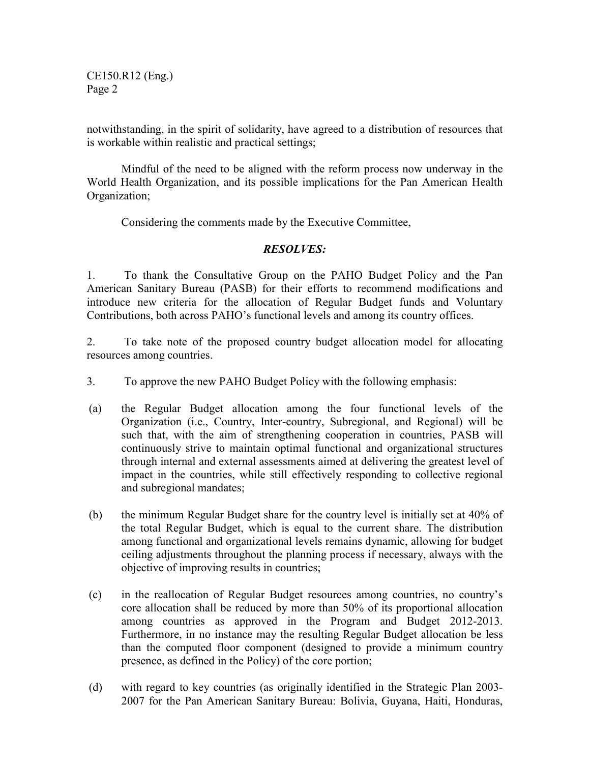notwithstanding, in the spirit of solidarity, have agreed to a distribution of resources that is workable within realistic and practical settings;

Mindful of the need to be aligned with the reform process now underway in the World Health Organization, and its possible implications for the Pan American Health Organization;

Considering the comments made by the Executive Committee,

***RESOLVES:***

1. To thank the Consultative Group on the PAHO Budget Policy and the Pan American Sanitary Bureau (PASB) for their efforts to recommend modifications and introduce new criteria for the allocation of Regular Budget funds and Voluntary Contributions, both across PAHO's functional levels and among its country offices.

2. To take note of the proposed country budget allocation model for allocating resources among countries.

3. To approve the new PAHO Budget Policy with the following emphasis:

(a) the Regular Budget allocation among the four functional levels of the Organization (i.e., Country, Inter-country, Subregional, and Regional) will be such that, with the aim of strengthening cooperation in countries, PASB will continuously strive to maintain optimal functional and organizational structures through internal and external assessments aimed at delivering the greatest level of impact in the countries, while still effectively responding to collective regional and subregional mandates;

(b) the minimum Regular Budget share for the country level is initially set at 40% of the total Regular Budget, which is equal to the current share. The distribution among functional and organizational levels remains dynamic, allowing for budget ceiling adjustments throughout the planning process if necessary, always with the objective of improving results in countries;

(c) in the reallocation of Regular Budget resources among countries, no country's core allocation shall be reduced by more than 50% of its proportional allocation among countries as approved in the Program and Budget 2012-2013. Furthermore, in no instance may the resulting Regular Budget allocation be less than the computed floor component (designed to provide a minimum country presence, as defined in the Policy) of the core portion;

(d) with regard to key countries (as originally identified in the Strategic Plan 2003-2007 for the Pan American Sanitary Bureau: Bolivia, Guyana, Haiti, Honduras,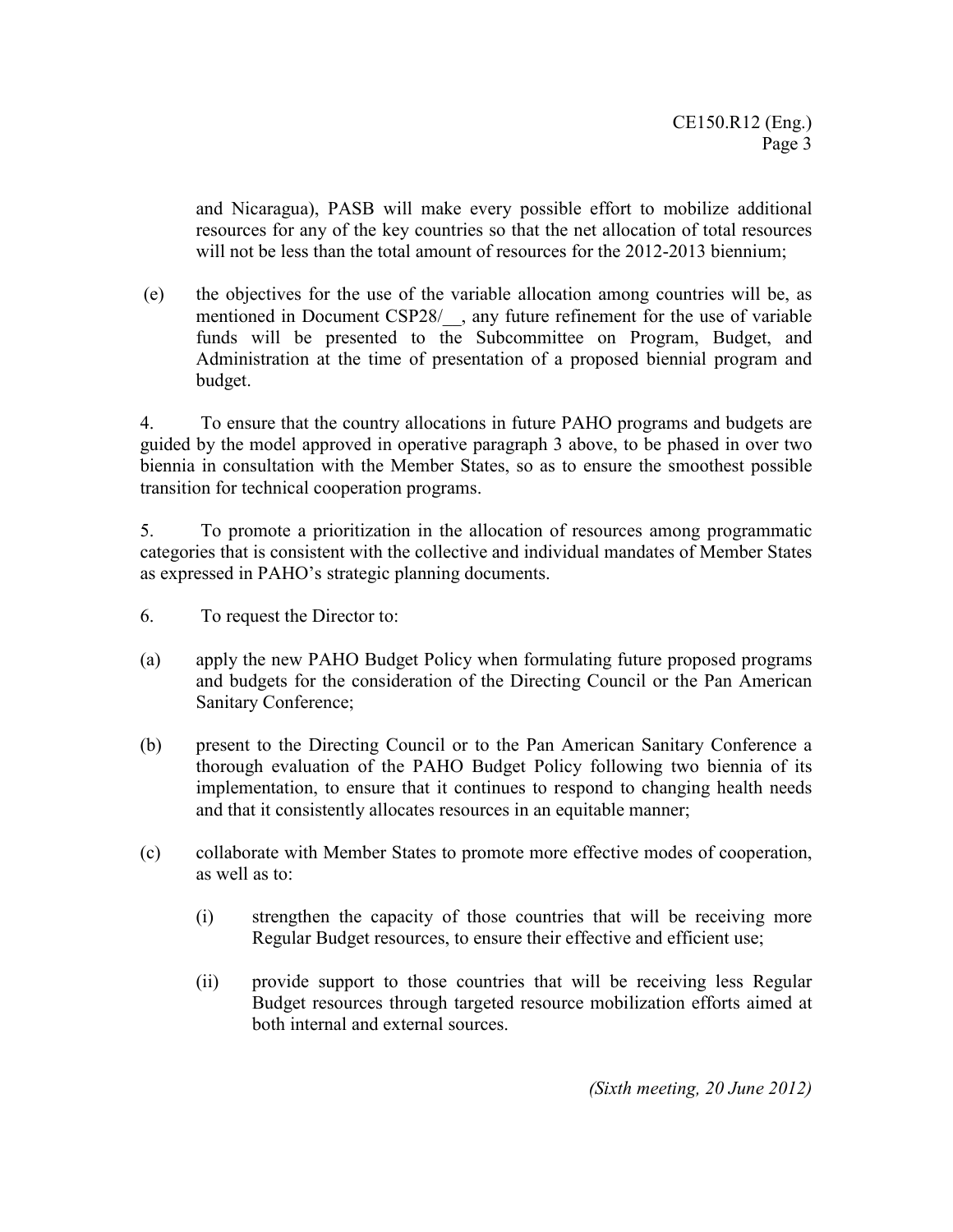and Nicaragua), PASB will make every possible effort to mobilize additional resources for any of the key countries so that the net allocation of total resources will not be less than the total amount of resources for the 2012-2013 biennium;

(e) the objectives for the use of the variable allocation among countries will be, as mentioned in Document CSP28/__, any future refinement for the use of variable funds will be presented to the Subcommittee on Program, Budget, and Administration at the time of presentation of a proposed biennial program and budget.

4. To ensure that the country allocations in future PAHO programs and budgets are guided by the model approved in operative paragraph 3 above, to be phased in over two biennia in consultation with the Member States, so as to ensure the smoothest possible transition for technical cooperation programs.

5. To promote a prioritization in the allocation of resources among programmatic categories that is consistent with the collective and individual mandates of Member States as expressed in PAHO's strategic planning documents.

6. To request the Director to:

(a) apply the new PAHO Budget Policy when formulating future proposed programs and budgets for the consideration of the Directing Council or the Pan American Sanitary Conference;

(b) present to the Directing Council or to the Pan American Sanitary Conference a thorough evaluation of the PAHO Budget Policy following two biennia of its implementation, to ensure that it continues to respond to changing health needs and that it consistently allocates resources in an equitable manner;

(c) collaborate with Member States to promote more effective modes of cooperation, as well as to:

    (i) strengthen the capacity of those countries that will be receiving more Regular Budget resources, to ensure their effective and efficient use;

    (ii) provide support to those countries that will be receiving less Regular Budget resources through targeted resource mobilization efforts aimed at both internal and external sources.

*(Sixth meeting, 20 June 2012)*